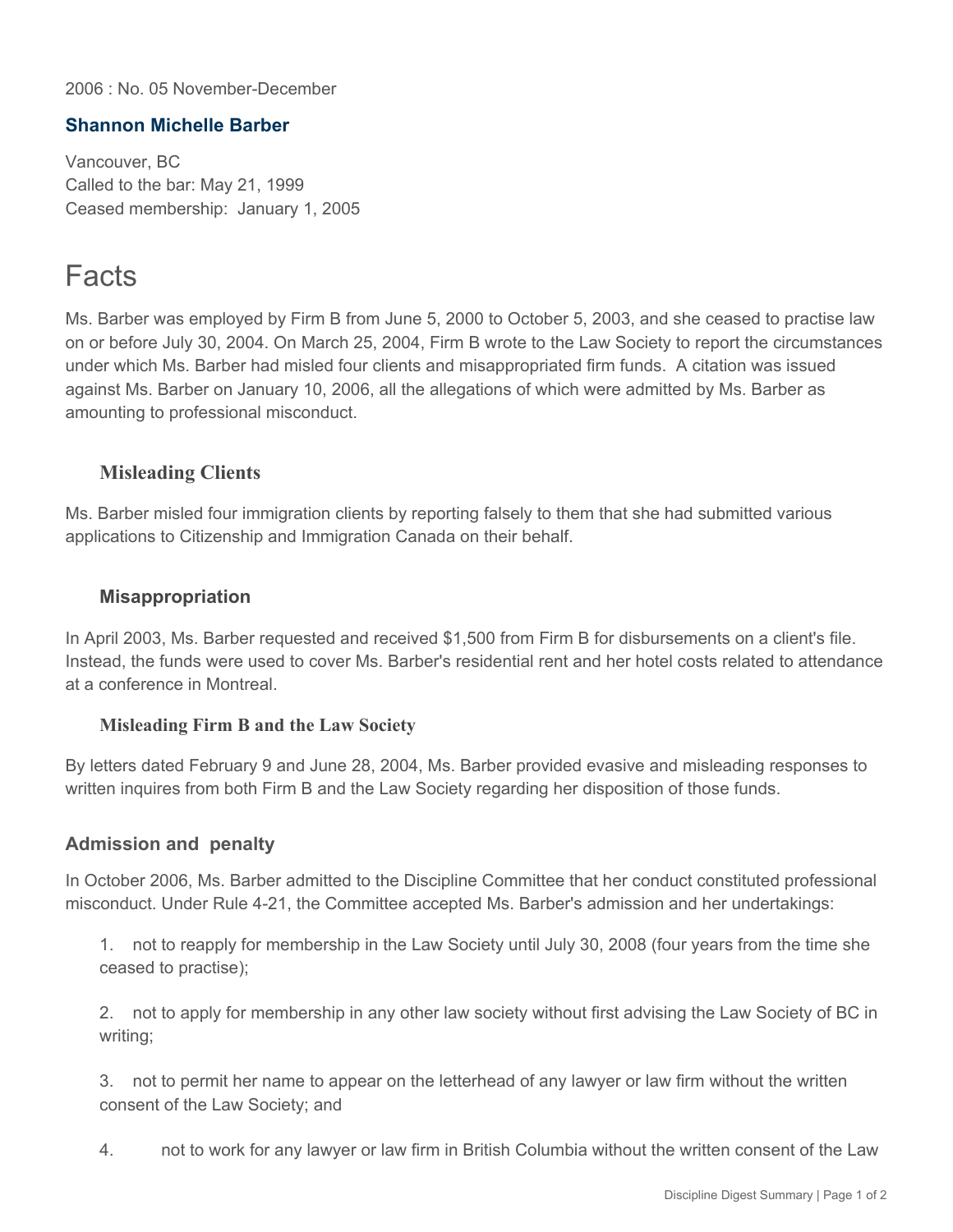2006 : No. 05 November-December

## Shannon Michelle Barber

Vancouver, BC
Called to the bar: May 21, 1999
Ceased membership: January 1, 2005

# Facts

Ms. Barber was employed by Firm B from June 5, 2000 to October 5, 2003, and she ceased to practise law on or before July 30, 2004. On March 25, 2004, Firm B wrote to the Law Society to report the circumstances under which Ms. Barber had misled four clients and misappropriated firm funds. A citation was issued against Ms. Barber on January 10, 2006, all the allegations of which were admitted by Ms. Barber as amounting to professional misconduct.

### Misleading Clients

Ms. Barber misled four immigration clients by reporting falsely to them that she had submitted various applications to Citizenship and Immigration Canada on their behalf.

### Misappropriation

In April 2003, Ms. Barber requested and received $1,500 from Firm B for disbursements on a client's file. Instead, the funds were used to cover Ms. Barber's residential rent and her hotel costs related to attendance at a conference in Montreal.

### Misleading Firm B and the Law Society

By letters dated February 9 and June 28, 2004, Ms. Barber provided evasive and misleading responses to written inquires from both Firm B and the Law Society regarding her disposition of those funds.

### Admission and penalty

In October 2006, Ms. Barber admitted to the Discipline Committee that her conduct constituted professional misconduct. Under Rule 4-21, the Committee accepted Ms. Barber's admission and her undertakings:

1. not to reapply for membership in the Law Society until July 30, 2008 (four years from the time she ceased to practise);

2. not to apply for membership in any other law society without first advising the Law Society of BC in writing;

3. not to permit her name to appear on the letterhead of any lawyer or law firm without the written consent of the Law Society; and

4. not to work for any lawyer or law firm in British Columbia without the written consent of the Law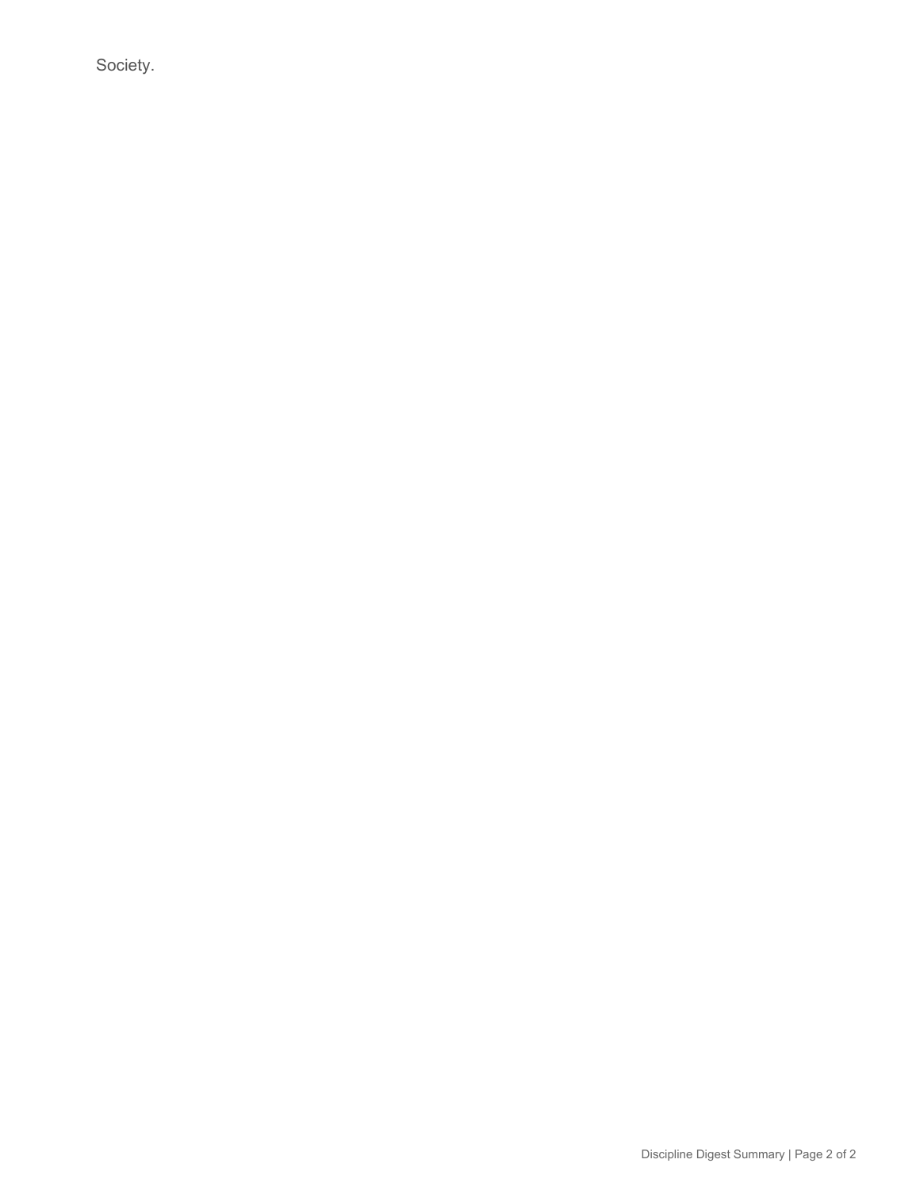Society.